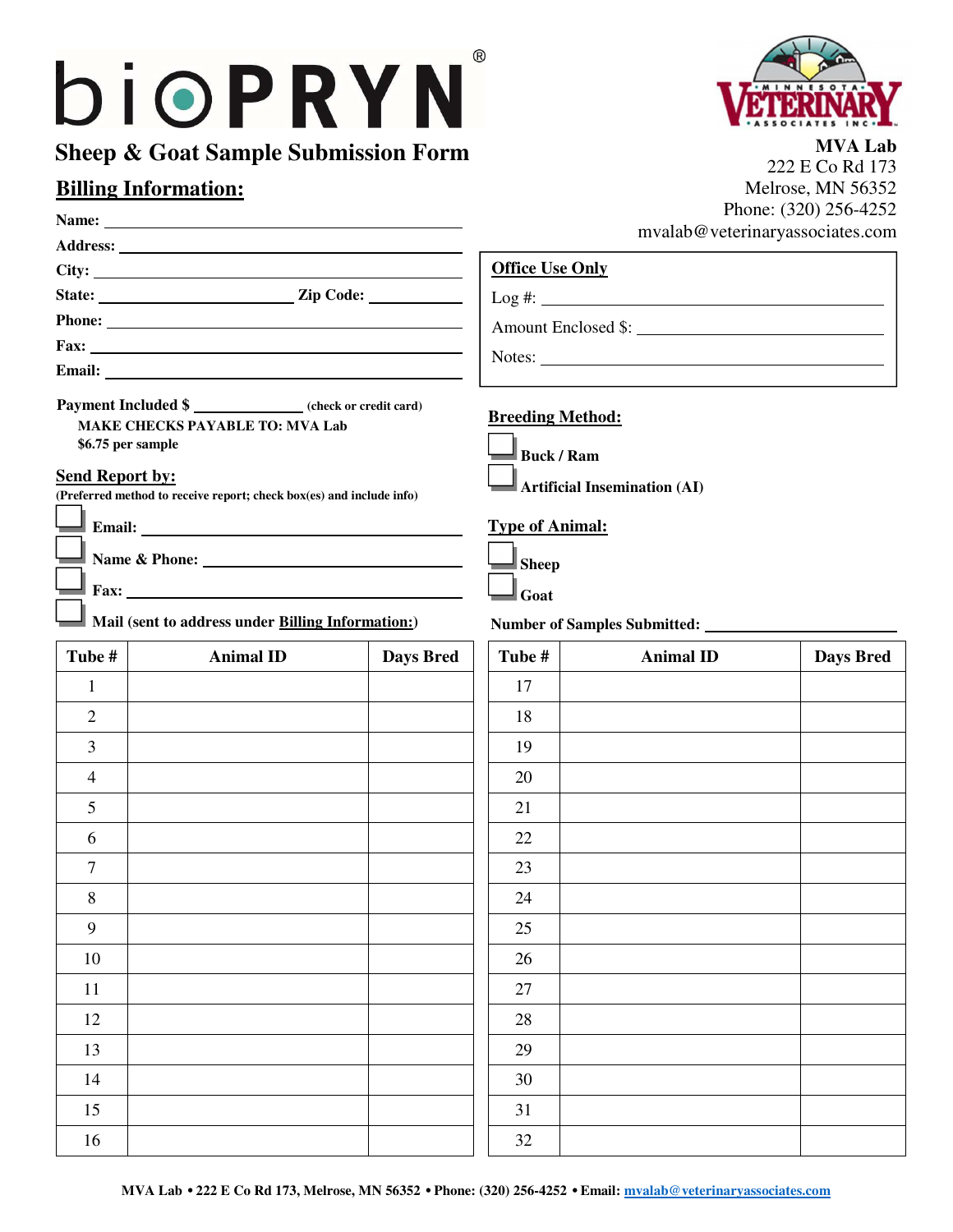# bioPRYN®

## Sheep & Goat Sample Submission Form

**MVA Lab**
222 E Co Rd 173
Melrose, MN 56352
Phone: (320) 256-4252
mvalab@veterinaryassociates.com

### Billing Information:

**Name:** \_\_\_\_\_\_\_\_\_\_\_\_\_\_\_\_\_\_\_\_

**Address:** \_\_\_\_\_\_\_\_\_\_\_\_\_\_\_\_\_\_\_\_

**City:** \_\_\_\_\_\_\_\_\_\_\_\_\_\_\_\_\_\_\_\_

**State:** \_\_\_\_\_\_\_\_\_\_ **Zip Code:** \_\_\_\_\_\_\_\_\_\_

**Phone:** \_\_\_\_\_\_\_\_\_\_\_\_\_\_\_\_\_\_\_\_

**Fax:** \_\_\_\_\_\_\_\_\_\_\_\_\_\_\_\_\_\_\_\_

**Email:** \_\_\_\_\_\_\_\_\_\_\_\_\_\_\_\_\_\_\_\_

**Office Use Only**

Log #: \_\_\_\_\_\_\_\_\_\_\_\_\_\_\_\_\_\_\_\_

Amount Enclosed $: \_\_\_\_\_\_\_\_\_\_\_\_\_\_\_\_\_\_\_\_

Notes: \_\_\_\_\_\_\_\_\_\_\_\_\_\_\_\_\_\_\_\_

**Payment Included $** \_\_\_\_\_\_\_\_\_\_ **(check or credit card)**

**MAKE CHECKS PAYABLE TO: MVA Lab**
**$6.75 per sample**

### Send Report by:

**(Preferred method to receive report; check box(es) and include info)**

- ☐ **Email:** \_\_\_\_\_\_\_\_\_\_\_\_\_\_\_\_\_\_\_\_
- ☐ **Name & Phone:** \_\_\_\_\_\_\_\_\_\_\_\_\_\_\_\_\_\_\_\_
- ☐ **Fax:** \_\_\_\_\_\_\_\_\_\_\_\_\_\_\_\_\_\_\_\_
- ☐ **Mail (sent to address under Billing Information:)**

### Breeding Method:

- ☐ **Buck / Ram**
- ☐ **Artificial Insemination (AI)**

### Type of Animal:

- ☐ **Sheep**
- ☐ **Goat**

**Number of Samples Submitted:** \_\_\_\_\_\_\_\_\_\_\_\_\_\_\_\_\_\_\_\_

| Tube # | Animal ID | Days Bred |
|---|---|---|
| 1 | | |
| 2 | | |
| 3 | | |
| 4 | | |
| 5 | | |
| 6 | | |
| 7 | | |
| 8 | | |
| 9 | | |
| 10 | | |
| 11 | | |
| 12 | | |
| 13 | | |
| 14 | | |
| 15 | | |
| 16 | | |

| Tube # | Animal ID | Days Bred |
|---|---|---|
| 17 | | |
| 18 | | |
| 19 | | |
| 20 | | |
| 21 | | |
| 22 | | |
| 23 | | |
| 24 | | |
| 25 | | |
| 26 | | |
| 27 | | |
| 28 | | |
| 29 | | |
| 30 | | |
| 31 | | |
| 32 | | |

**MVA Lab • 222 E Co Rd 173, Melrose, MN 56352 • Phone: (320) 256-4252 • Email: mvalab@veterinaryassociates.com**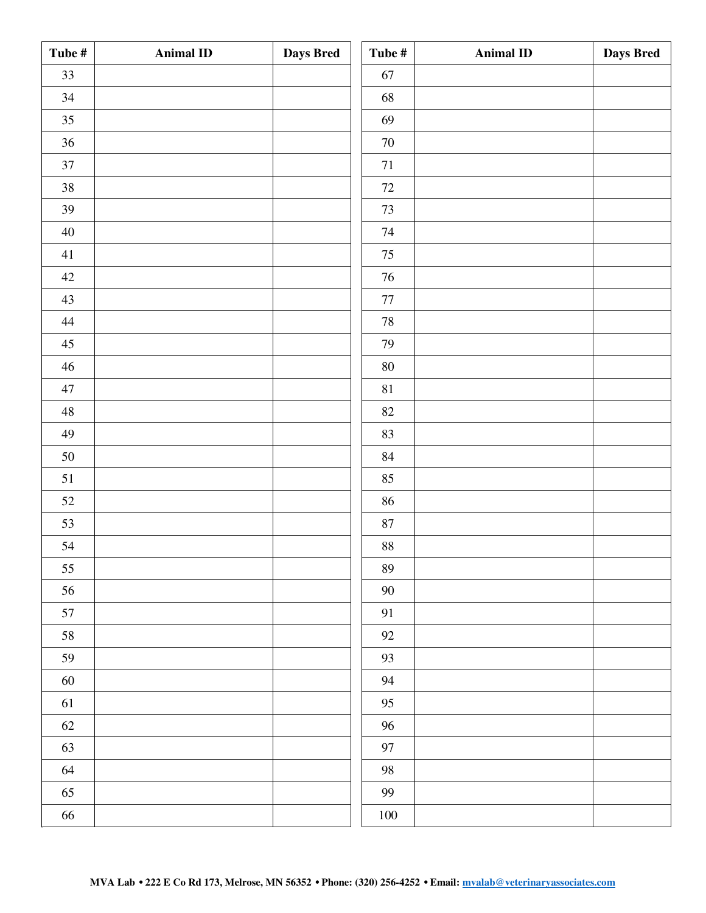| Tube # | Animal ID | Days Bred |
| --- | --- | --- |
| 33 | | |
| 34 | | |
| 35 | | |
| 36 | | |
| 37 | | |
| 38 | | |
| 39 | | |
| 40 | | |
| 41 | | |
| 42 | | |
| 43 | | |
| 44 | | |
| 45 | | |
| 46 | | |
| 47 | | |
| 48 | | |
| 49 | | |
| 50 | | |
| 51 | | |
| 52 | | |
| 53 | | |
| 54 | | |
| 55 | | |
| 56 | | |
| 57 | | |
| 58 | | |
| 59 | | |
| 60 | | |
| 61 | | |
| 62 | | |
| 63 | | |
| 64 | | |
| 65 | | |
| 66 | | |

| Tube # | Animal ID | Days Bred |
| --- | --- | --- |
| 67 | | |
| 68 | | |
| 69 | | |
| 70 | | |
| 71 | | |
| 72 | | |
| 73 | | |
| 74 | | |
| 75 | | |
| 76 | | |
| 77 | | |
| 78 | | |
| 79 | | |
| 80 | | |
| 81 | | |
| 82 | | |
| 83 | | |
| 84 | | |
| 85 | | |
| 86 | | |
| 87 | | |
| 88 | | |
| 89 | | |
| 90 | | |
| 91 | | |
| 92 | | |
| 93 | | |
| 94 | | |
| 95 | | |
| 96 | | |
| 97 | | |
| 98 | | |
| 99 | | |
| 100 | | |